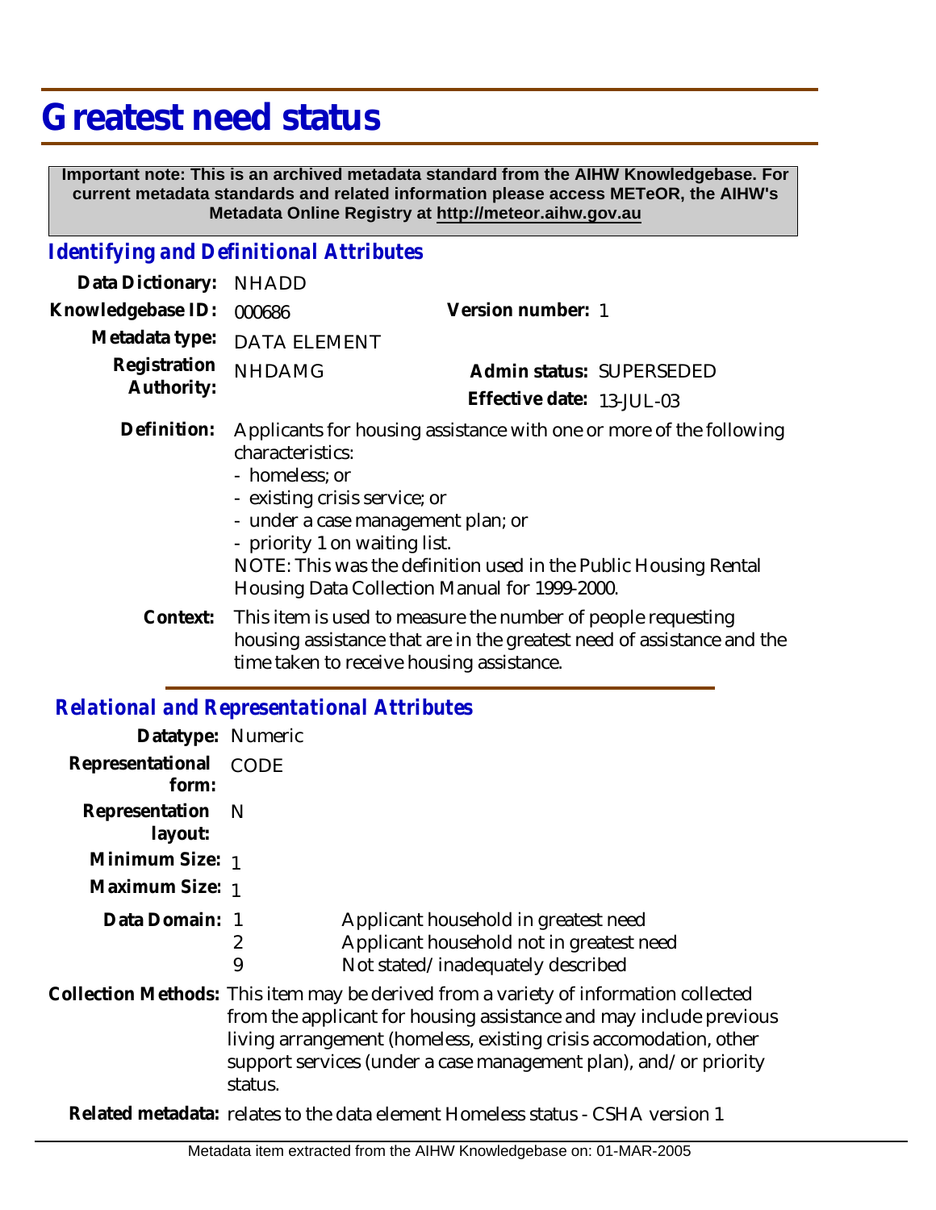# Greatest need status

**Important note: This is an archived metadata standard from the AIHW Knowledgebase. For current metadata standards and related information please access METeOR, the AIHW's Metadata Online Registry at http://meteor.aihw.gov.au**

## *Identifying and Definitional Attributes*

**Data Dictionary:** NHADD

**Knowledgebase ID:** 000686

**Version number:** 1

**Metadata type:** DATA ELEMENT

**Registration Authority:** NHDAMG

**Admin status:** SUPERSEDED

**Effective date:** 13-JUL-03

**Definition:** Applicants for housing assistance with one or more of the following characteristics:
- homeless; or
- existing crisis service; or
- under a case management plan; or
- priority 1 on waiting list.

NOTE: This was the definition used in the Public Housing Rental Housing Data Collection Manual for 1999-2000.

**Context:** This item is used to measure the number of people requesting housing assistance that are in the greatest need of assistance and the time taken to receive housing assistance.

## *Relational and Representational Attributes*

**Datatype:** Numeric

**Representational form:** CODE

**Representation layout:** N

**Minimum Size:** 1

**Maximum Size:** 1

**Data Domain:**

| Code | Description |
|---|---|
| 1 | Applicant household in greatest need |
| 2 | Applicant household not in greatest need |
| 9 | Not stated/inadequately described |

**Collection Methods:** This item may be derived from a variety of information collected from the applicant for housing assistance and may include previous living arrangement (homeless, existing crisis accomodation, other support services (under a case management plan), and/or priority status.

**Related metadata:** relates to the data element Homeless status - CSHA version 1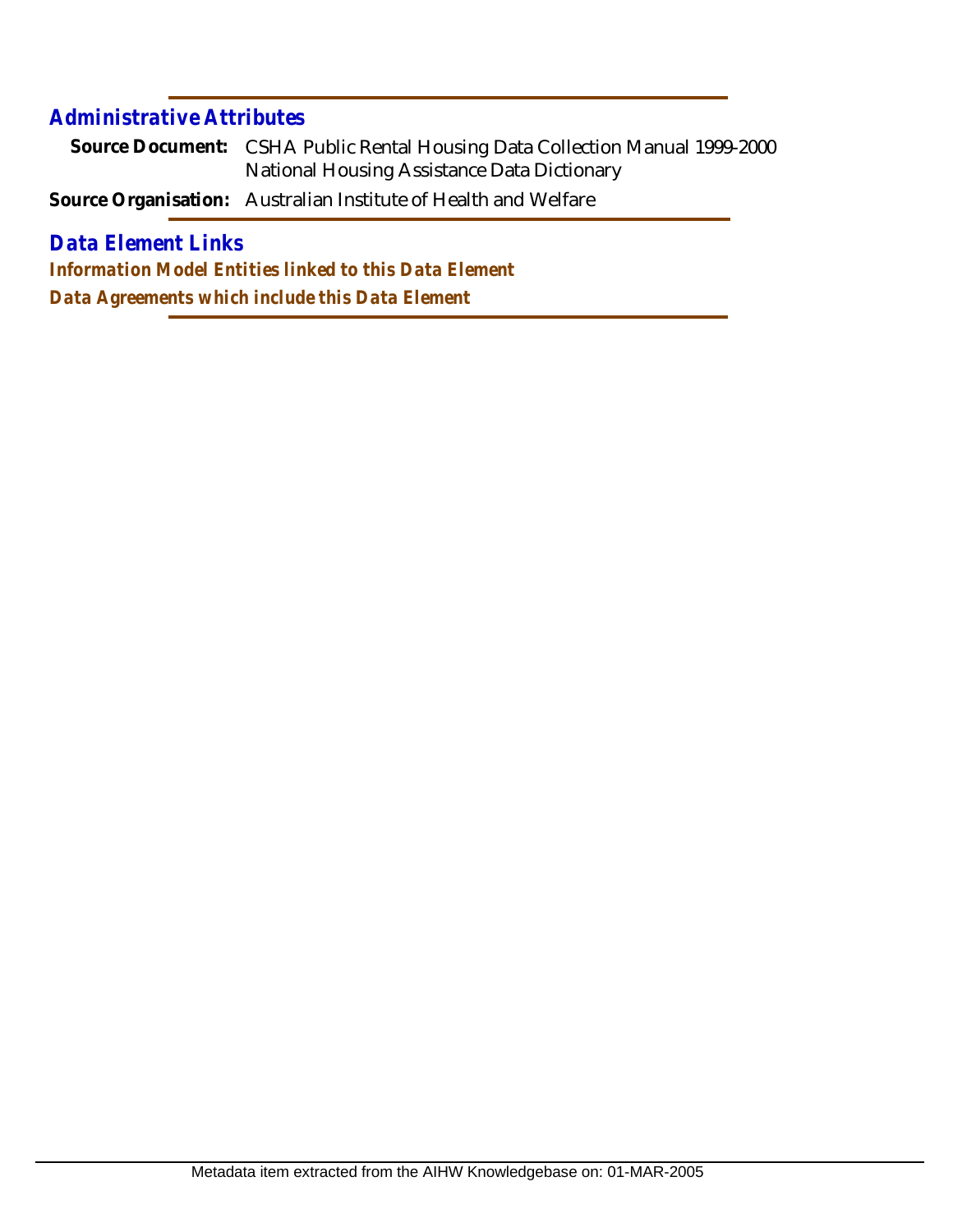## Administrative Attributes

**Source Document:** CSHA Public Rental Housing Data Collection Manual 1999-2000
National Housing Assistance Data Dictionary

**Source Organisation:** Australian Institute of Health and Welfare

## Data Element Links

### *Information Model Entities linked to this Data Element*

### *Data Agreements which include this Data Element*